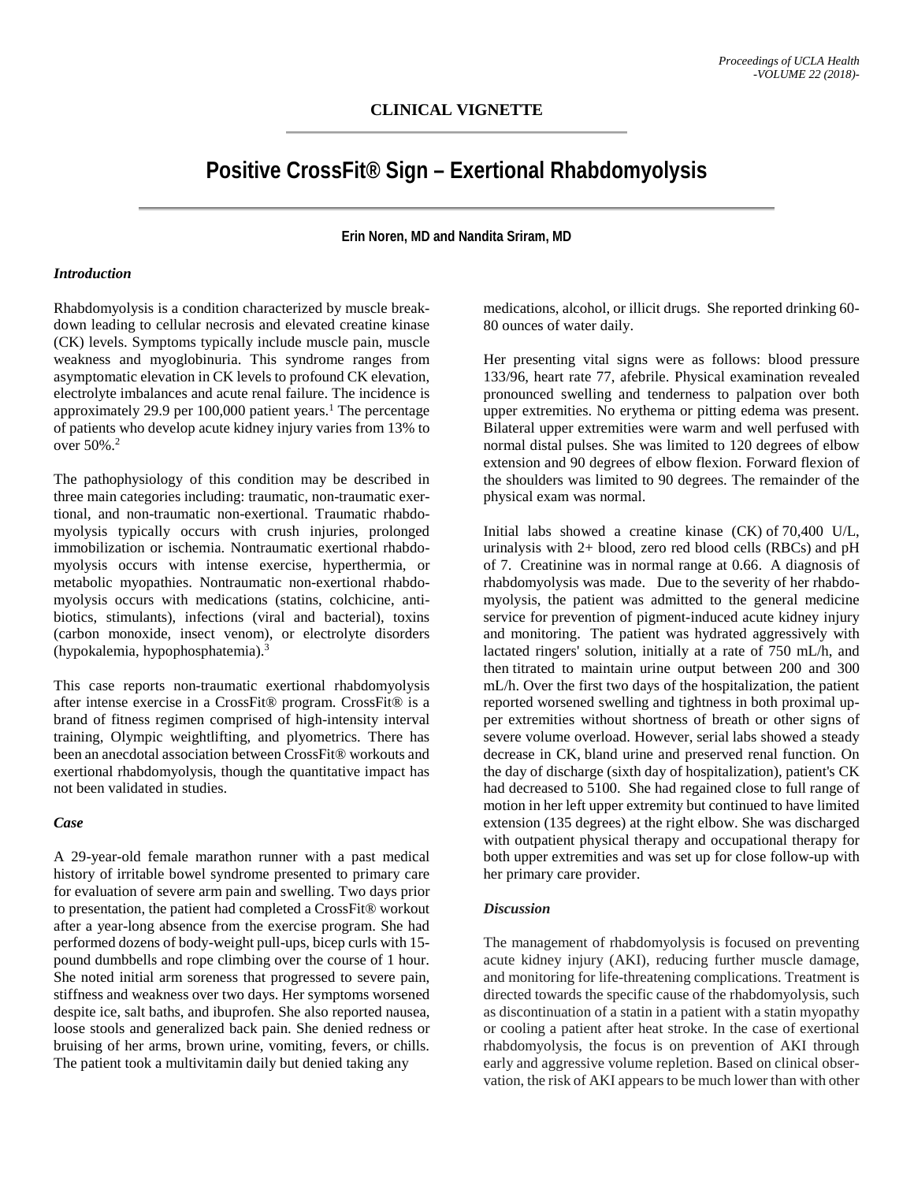**CLINICAL VIGNETTE**

# Positive CrossFit® Sign – Exertional Rhabdomyolysis

**Erin Noren, MD and Nandita Sriram, MD**

### *Introduction*

Rhabdomyolysis is a condition characterized by muscle breakdown leading to cellular necrosis and elevated creatine kinase (CK) levels. Symptoms typically include muscle pain, muscle weakness and myoglobinuria. This syndrome ranges from asymptomatic elevation in CK levels to profound CK elevation, electrolyte imbalances and acute renal failure. The incidence is approximately 29.9 per 100,000 patient years.[1] The percentage of patients who develop acute kidney injury varies from 13% to over 50%.[2]

The pathophysiology of this condition may be described in three main categories including: traumatic, non-traumatic exertional, and non-traumatic non-exertional. Traumatic rhabdomyolysis typically occurs with crush injuries, prolonged immobilization or ischemia. Nontraumatic exertional rhabdomyolysis occurs with intense exercise, hyperthermia, or metabolic myopathies. Nontraumatic non-exertional rhabdomyolysis occurs with medications (statins, colchicine, antibiotics, stimulants), infections (viral and bacterial), toxins (carbon monoxide, insect venom), or electrolyte disorders (hypokalemia, hypophosphatemia).[3]

This case reports non-traumatic exertional rhabdomyolysis after intense exercise in a CrossFit® program. CrossFit® is a brand of fitness regimen comprised of high-intensity interval training, Olympic weightlifting, and plyometrics. There has been an anecdotal association between CrossFit® workouts and exertional rhabdomyolysis, though the quantitative impact has not been validated in studies.

### *Case*

A 29-year-old female marathon runner with a past medical history of irritable bowel syndrome presented to primary care for evaluation of severe arm pain and swelling. Two days prior to presentation, the patient had completed a CrossFit® workout after a year-long absence from the exercise program. She had performed dozens of body-weight pull-ups, bicep curls with 15-pound dumbbells and rope climbing over the course of 1 hour. She noted initial arm soreness that progressed to severe pain, stiffness and weakness over two days. Her symptoms worsened despite ice, salt baths, and ibuprofen. She also reported nausea, loose stools and generalized back pain. She denied redness or bruising of her arms, brown urine, vomiting, fevers, or chills. The patient took a multivitamin daily but denied taking any medications, alcohol, or illicit drugs. She reported drinking 60-80 ounces of water daily.

Her presenting vital signs were as follows: blood pressure 133/96, heart rate 77, afebrile. Physical examination revealed pronounced swelling and tenderness to palpation over both upper extremities. No erythema or pitting edema was present. Bilateral upper extremities were warm and well perfused with normal distal pulses. She was limited to 120 degrees of elbow extension and 90 degrees of elbow flexion. Forward flexion of the shoulders was limited to 90 degrees. The remainder of the physical exam was normal.

Initial labs showed a creatine kinase (CK) of 70,400 U/L, urinalysis with 2+ blood, zero red blood cells (RBCs) and pH of 7. Creatinine was in normal range at 0.66. A diagnosis of rhabdomyolysis was made. Due to the severity of her rhabdomyolysis, the patient was admitted to the general medicine service for prevention of pigment-induced acute kidney injury and monitoring. The patient was hydrated aggressively with lactated ringers' solution, initially at a rate of 750 mL/h, and then titrated to maintain urine output between 200 and 300 mL/h. Over the first two days of the hospitalization, the patient reported worsened swelling and tightness in both proximal upper extremities without shortness of breath or other signs of severe volume overload. However, serial labs showed a steady decrease in CK, bland urine and preserved renal function. On the day of discharge (sixth day of hospitalization), patient's CK had decreased to 5100. She had regained close to full range of motion in her left upper extremity but continued to have limited extension (135 degrees) at the right elbow. She was discharged with outpatient physical therapy and occupational therapy for both upper extremities and was set up for close follow-up with her primary care provider.

### *Discussion*

The management of rhabdomyolysis is focused on preventing acute kidney injury (AKI), reducing further muscle damage, and monitoring for life-threatening complications. Treatment is directed towards the specific cause of the rhabdomyolysis, such as discontinuation of a statin in a patient with a statin myopathy or cooling a patient after heat stroke. In the case of exertional rhabdomyolysis, the focus is on prevention of AKI through early and aggressive volume repletion. Based on clinical observation, the risk of AKI appears to be much lower than with other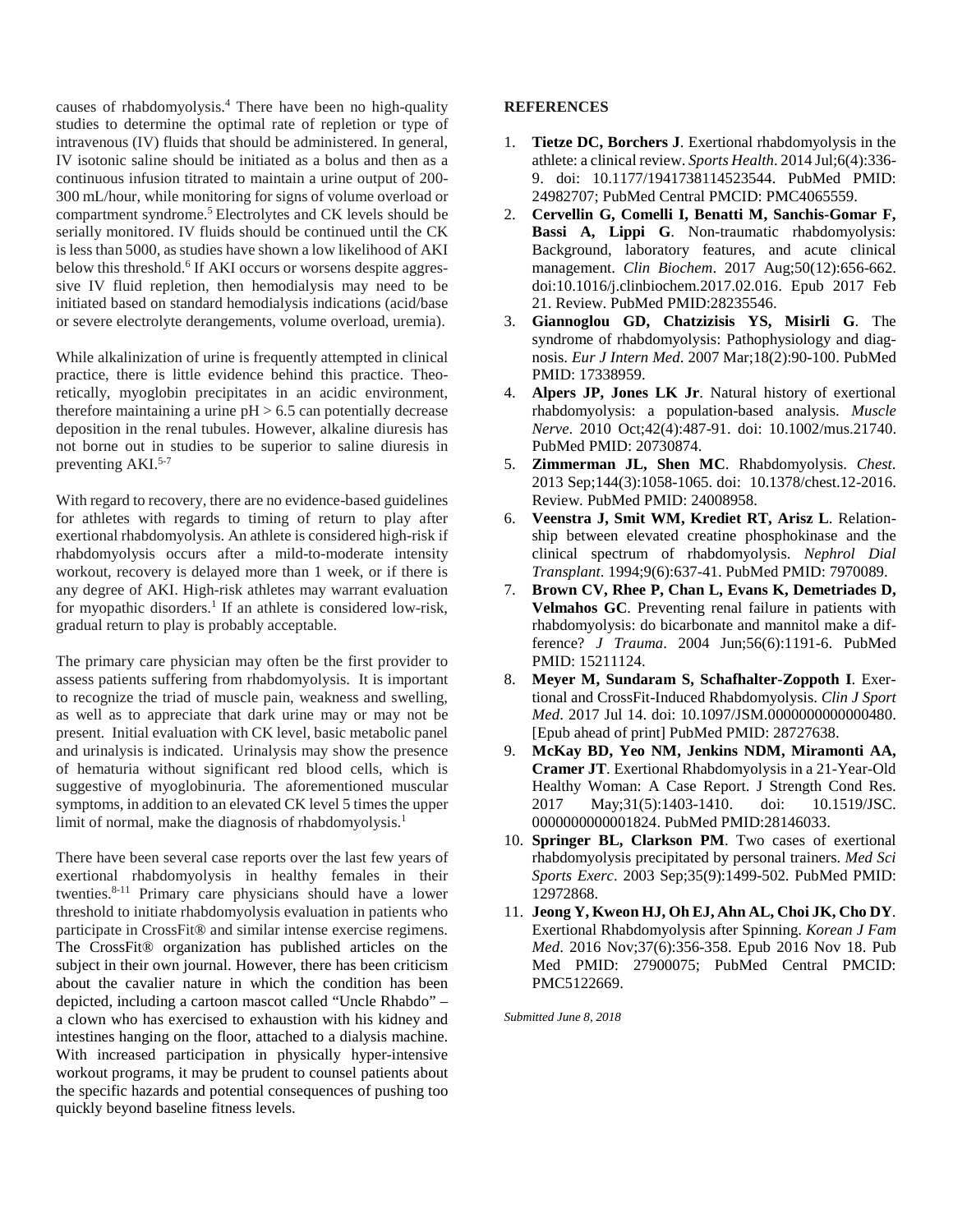causes of rhabdomyolysis.[4] There have been no high-quality studies to determine the optimal rate of repletion or type of intravenous (IV) fluids that should be administered. In general, IV isotonic saline should be initiated as a bolus and then as a continuous infusion titrated to maintain a urine output of 200-300 mL/hour, while monitoring for signs of volume overload or compartment syndrome.[5] Electrolytes and CK levels should be serially monitored. IV fluids should be continued until the CK is less than 5000, as studies have shown a low likelihood of AKI below this threshold.[6] If AKI occurs or worsens despite aggressive IV fluid repletion, then hemodialysis may need to be initiated based on standard hemodialysis indications (acid/base or severe electrolyte derangements, volume overload, uremia).

While alkalinization of urine is frequently attempted in clinical practice, there is little evidence behind this practice. Theoretically, myoglobin precipitates in an acidic environment, therefore maintaining a urine pH > 6.5 can potentially decrease deposition in the renal tubules. However, alkaline diuresis has not borne out in studies to be superior to saline diuresis in preventing AKI.[5-7]

With regard to recovery, there are no evidence-based guidelines for athletes with regards to timing of return to play after exertional rhabdomyolysis. An athlete is considered high-risk if rhabdomyolysis occurs after a mild-to-moderate intensity workout, recovery is delayed more than 1 week, or if there is any degree of AKI. High-risk athletes may warrant evaluation for myopathic disorders.[1] If an athlete is considered low-risk, gradual return to play is probably acceptable.

The primary care physician may often be the first provider to assess patients suffering from rhabdomyolysis. It is important to recognize the triad of muscle pain, weakness and swelling, as well as to appreciate that dark urine may or may not be present. Initial evaluation with CK level, basic metabolic panel and urinalysis is indicated. Urinalysis may show the presence of hematuria without significant red blood cells, which is suggestive of myoglobinuria. The aforementioned muscular symptoms, in addition to an elevated CK level 5 times the upper limit of normal, make the diagnosis of rhabdomyolysis.[1]

There have been several case reports over the last few years of exertional rhabdomyolysis in healthy females in their twenties.[8-11] Primary care physicians should have a lower threshold to initiate rhabdomyolysis evaluation in patients who participate in CrossFit® and similar intense exercise regimens. The CrossFit® organization has published articles on the subject in their own journal. However, there has been criticism about the cavalier nature in which the condition has been depicted, including a cartoon mascot called "Uncle Rhabdo" – a clown who has exercised to exhaustion with his kidney and intestines hanging on the floor, attached to a dialysis machine. With increased participation in physically hyper-intensive workout programs, it may be prudent to counsel patients about the specific hazards and potential consequences of pushing too quickly beyond baseline fitness levels.

## REFERENCES

1. **Tietze DC, Borchers J**. Exertional rhabdomyolysis in the athlete: a clinical review. *Sports Health*. 2014 Jul;6(4):336-9. doi: 10.1177/1941738114523544. PubMed PMID: 24982707; PubMed Central PMCID: PMC4065559.
2. **Cervellin G, Comelli I, Benatti M, Sanchis-Gomar F, Bassi A, Lippi G**. Non-traumatic rhabdomyolysis: Background, laboratory features, and acute clinical management. *Clin Biochem*. 2017 Aug;50(12):656-662. doi:10.1016/j.clinbiochem.2017.02.016. Epub 2017 Feb 21. Review. PubMed PMID:28235546.
3. **Giannoglou GD, Chatzizisis YS, Misirli G**. The syndrome of rhabdomyolysis: Pathophysiology and diagnosis. *Eur J Intern Med*. 2007 Mar;18(2):90-100. PubMed PMID: 17338959.
4. **Alpers JP, Jones LK Jr**. Natural history of exertional rhabdomyolysis: a population-based analysis. *Muscle Nerve*. 2010 Oct;42(4):487-91. doi: 10.1002/mus.21740. PubMed PMID: 20730874.
5. **Zimmerman JL, Shen MC**. Rhabdomyolysis. *Chest*. 2013 Sep;144(3):1058-1065. doi: 10.1378/chest.12-2016. Review. PubMed PMID: 24008958.
6. **Veenstra J, Smit WM, Krediet RT, Arisz L**. Relationship between elevated creatine phosphokinase and the clinical spectrum of rhabdomyolysis. *Nephrol Dial Transplant*. 1994;9(6):637-41. PubMed PMID: 7970089.
7. **Brown CV, Rhee P, Chan L, Evans K, Demetriades D, Velmahos GC**. Preventing renal failure in patients with rhabdomyolysis: do bicarbonate and mannitol make a difference? *J Trauma*. 2004 Jun;56(6):1191-6. PubMed PMID: 15211124.
8. **Meyer M, Sundaram S, Schafhalter-Zoppoth I**. Exertional and CrossFit-Induced Rhabdomyolysis. *Clin J Sport Med*. 2017 Jul 14. doi: 10.1097/JSM.0000000000000480. [Epub ahead of print] PubMed PMID: 28727638.
9. **McKay BD, Yeo NM, Jenkins NDM, Miramonti AA, Cramer JT**. Exertional Rhabdomyolysis in a 21-Year-Old Healthy Woman: A Case Report. J Strength Cond Res. 2017 May;31(5):1403-1410. doi: 10.1519/JSC.0000000000001824. PubMed PMID:28146033.
10. **Springer BL, Clarkson PM**. Two cases of exertional rhabdomyolysis precipitated by personal trainers. *Med Sci Sports Exerc*. 2003 Sep;35(9):1499-502. PubMed PMID: 12972868.
11. **Jeong Y, Kweon HJ, Oh EJ, Ahn AL, Choi JK, Cho DY**. Exertional Rhabdomyolysis after Spinning. *Korean J Fam Med*. 2016 Nov;37(6):356-358. Epub 2016 Nov 18. Pub Med PMID: 27900075; PubMed Central PMCID: PMC5122669.

*Submitted June 8, 2018*